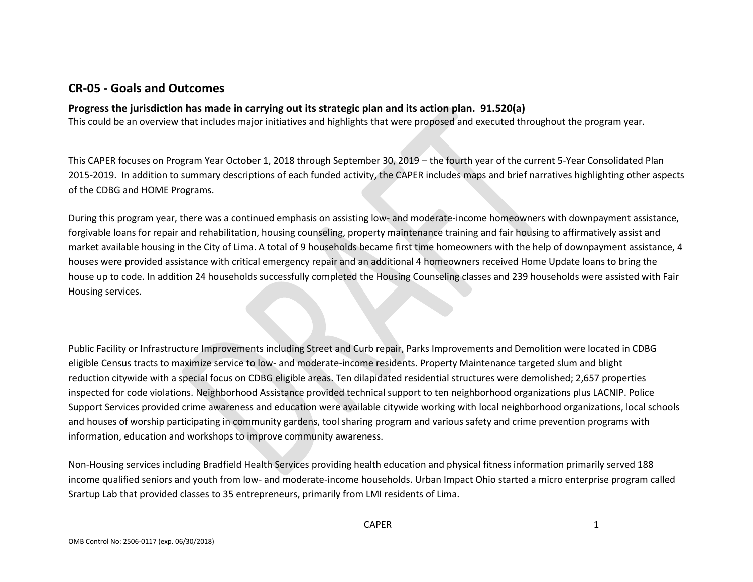## CR-05 - Goals and Outcomes

**Progress the jurisdiction has made in carrying out its strategic plan and its action plan. 91.520(a)**

This could be an overview that includes major initiatives and highlights that were proposed and executed throughout the program year.

This CAPER focuses on Program Year October 1, 2018 through September 30, 2019 – the fourth year of the current 5-Year Consolidated Plan 2015-2019. In addition to summary descriptions of each funded activity, the CAPER includes maps and brief narratives highlighting other aspects of the CDBG and HOME Programs.

During this program year, there was a continued emphasis on assisting low- and moderate-income homeowners with downpayment assistance, forgivable loans for repair and rehabilitation, housing counseling, property maintenance training and fair housing to affirmatively assist and market available housing in the City of Lima. A total of 9 households became first time homeowners with the help of downpayment assistance, 4 houses were provided assistance with critical emergency repair and an additional 4 homeowners received Home Update loans to bring the house up to code. In addition 24 households successfully completed the Housing Counseling classes and 239 households were assisted with Fair Housing services.

Public Facility or Infrastructure Improvements including Street and Curb repair, Parks Improvements and Demolition were located in CDBG eligible Census tracts to maximize service to low- and moderate-income residents. Property Maintenance targeted slum and blight reduction citywide with a special focus on CDBG eligible areas. Ten dilapidated residential structures were demolished; 2,657 properties inspected for code violations. Neighborhood Assistance provided technical support to ten neighborhood organizations plus LACNIP. Police Support Services provided crime awareness and education were available citywide working with local neighborhood organizations, local schools and houses of worship participating in community gardens, tool sharing program and various safety and crime prevention programs with information, education and workshops to improve community awareness.

Non-Housing services including Bradfield Health Services providing health education and physical fitness information primarily served 188 income qualified seniors and youth from low- and moderate-income households. Urban Impact Ohio started a micro enterprise program called Srartup Lab that provided classes to 35 entrepreneurs, primarily from LMI residents of Lima.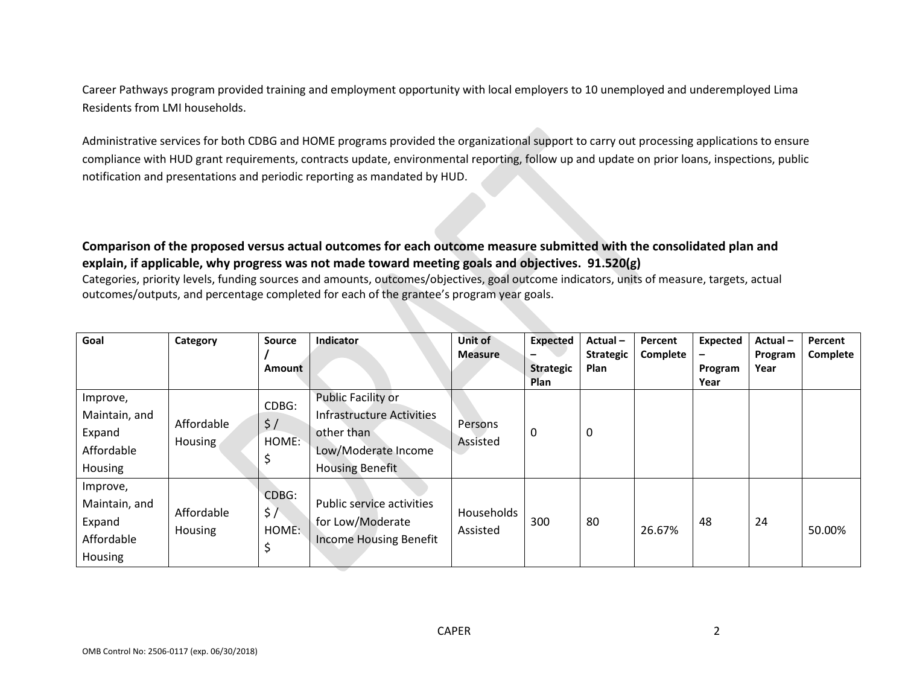Career Pathways program provided training and employment opportunity with local employers to 10 unemployed and underemployed Lima Residents from LMI households.

Administrative services for both CDBG and HOME programs provided the organizational support to carry out processing applications to ensure compliance with HUD grant requirements, contracts update, environmental reporting, follow up and update on prior loans, inspections, public notification and presentations and periodic reporting as mandated by HUD.

**Comparison of the proposed versus actual outcomes for each outcome measure submitted with the consolidated plan and explain, if applicable, why progress was not made toward meeting goals and objectives. 91.520(g)**

Categories, priority levels, funding sources and amounts, outcomes/objectives, goal outcome indicators, units of measure, targets, actual outcomes/outputs, and percentage completed for each of the grantee's program year goals.

| Goal | Category | Source / Amount | Indicator | Unit of Measure | Expected – Strategic Plan | Actual – Strategic Plan | Percent Complete | Expected – Program Year | Actual – Program Year | Percent Complete |
|---|---|---|---|---|---|---|---|---|---|---|
| Improve, Maintain, and Expand Affordable Housing | Affordable Housing | CDBG: $ / HOME: $ | Public Facility or Infrastructure Activities other than Low/Moderate Income Housing Benefit | Persons Assisted | 0 | 0 | | | | |
| Improve, Maintain, and Expand Affordable Housing | Affordable Housing | CDBG: $ / HOME: $ | Public service activities for Low/Moderate Income Housing Benefit | Households Assisted | 300 | 80 | 26.67% | 48 | 24 | 50.00% |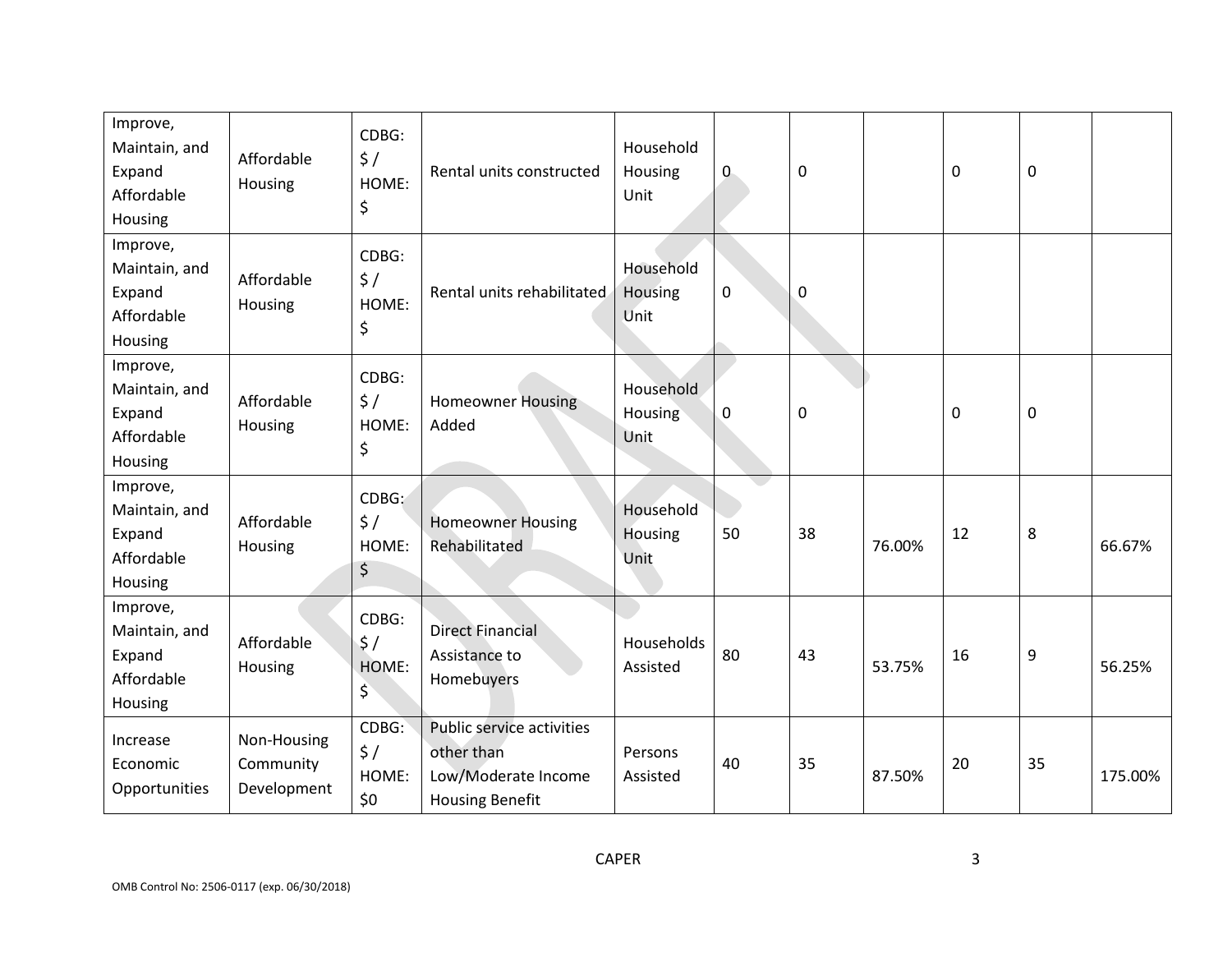| Improve, Maintain, and Expand Affordable Housing | Affordable Housing | CDBG: $ / HOME: $ | Rental units constructed | Household Housing Unit | 0 | 0 | | 0 | 0 | |
|---|---|---|---|---|---|---|---|---|---|---|
| Improve, Maintain, and Expand Affordable Housing | Affordable Housing | CDBG: $ / HOME: $ | Rental units rehabilitated | Household Housing Unit | 0 | 0 | | | | |
| Improve, Maintain, and Expand Affordable Housing | Affordable Housing | CDBG: $ / HOME: $ | Homeowner Housing Added | Household Housing Unit | 0 | 0 | | 0 | 0 | |
| Improve, Maintain, and Expand Affordable Housing | Affordable Housing | CDBG: $ / HOME: $ | Homeowner Housing Rehabilitated | Household Housing Unit | 50 | 38 | 76.00% | 12 | 8 | 66.67% |
| Improve, Maintain, and Expand Affordable Housing | Affordable Housing | CDBG: $ / HOME: $ | Direct Financial Assistance to Homebuyers | Households Assisted | 80 | 43 | 53.75% | 16 | 9 | 56.25% |
| Increase Economic Opportunities | Non-Housing Community Development | CDBG: $ / HOME: $0 | Public service activities other than Low/Moderate Income Housing Benefit | Persons Assisted | 40 | 35 | 87.50% | 20 | 35 | 175.00% |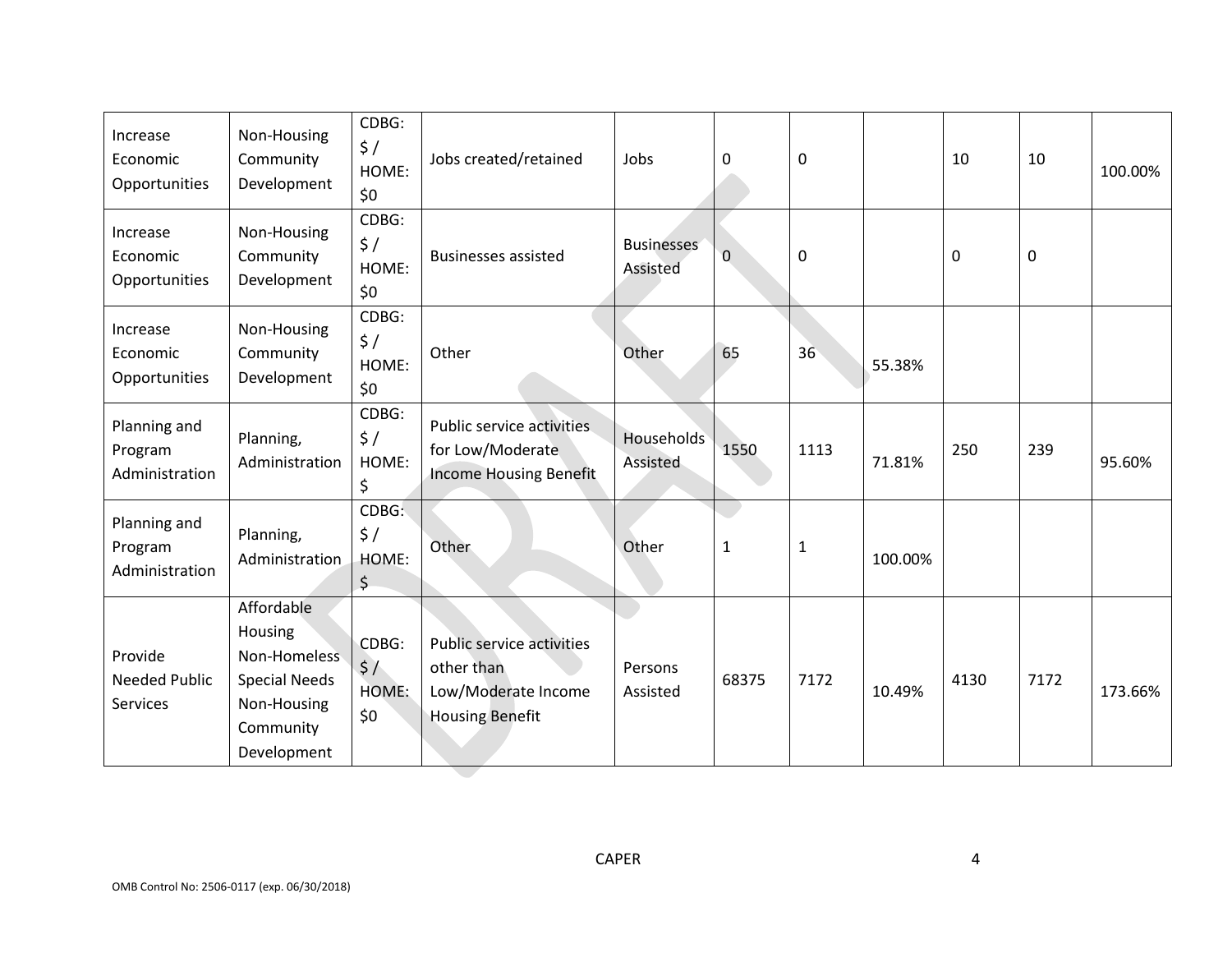| Increase Economic Opportunities | Non-Housing Community Development | CDBG: $ / HOME: $0 | Jobs created/retained | Jobs | 0 | 0 | | 10 | 10 | 100.00% |
|---|---|---|---|---|---|---|---|---|---|---|
| Increase Economic Opportunities | Non-Housing Community Development | CDBG: $ / HOME: $0 | Businesses assisted | Businesses Assisted | 0 | 0 | | 0 | 0 | |
| Increase Economic Opportunities | Non-Housing Community Development | CDBG: $ / HOME: $0 | Other | Other | 65 | 36 | 55.38% | | | |
| Planning and Program Administration | Planning, Administration | CDBG: $ / HOME: $ | Public service activities for Low/Moderate Income Housing Benefit | Households Assisted | 1550 | 1113 | 71.81% | 250 | 239 | 95.60% |
| Planning and Program Administration | Planning, Administration | CDBG: $ / HOME: $ | Other | Other | 1 | 1 | 100.00% | | | |
| Provide Needed Public Services | Affordable Housing Non-Homeless Special Needs Non-Housing Community Development | CDBG: $ / HOME: $0 | Public service activities other than Low/Moderate Income Housing Benefit | Persons Assisted | 68375 | 7172 | 10.49% | 4130 | 7172 | 173.66% |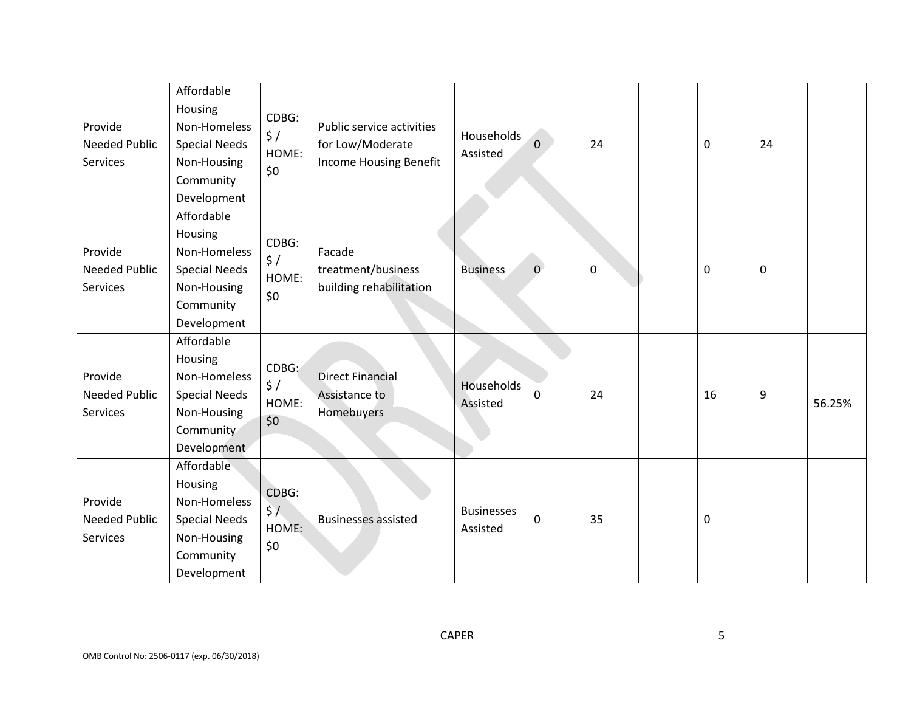| | | | | | | | | | | |
|---|---|---|---|---|---|---|---|---|---|---|
| Provide Needed Public Services | Affordable Housing Non-Homeless Special Needs Non-Housing Community Development | CDBG: $ / HOME: $0 | Public service activities for Low/Moderate Income Housing Benefit | Households Assisted | 0 | 24 | | 0 | 24 | |
| Provide Needed Public Services | Affordable Housing Non-Homeless Special Needs Non-Housing Community Development | CDBG: $ / HOME: $0 | Facade treatment/business building rehabilitation | Business | 0 | 0 | | 0 | 0 | |
| Provide Needed Public Services | Affordable Housing Non-Homeless Special Needs Non-Housing Community Development | CDBG: $ / HOME: $0 | Direct Financial Assistance to Homebuyers | Households Assisted | 0 | 24 | | 16 | 9 | 56.25% |
| Provide Needed Public Services | Affordable Housing Non-Homeless Special Needs Non-Housing Community Development | CDBG: $ / HOME: $0 | Businesses assisted | Businesses Assisted | 0 | 35 | | 0 | | |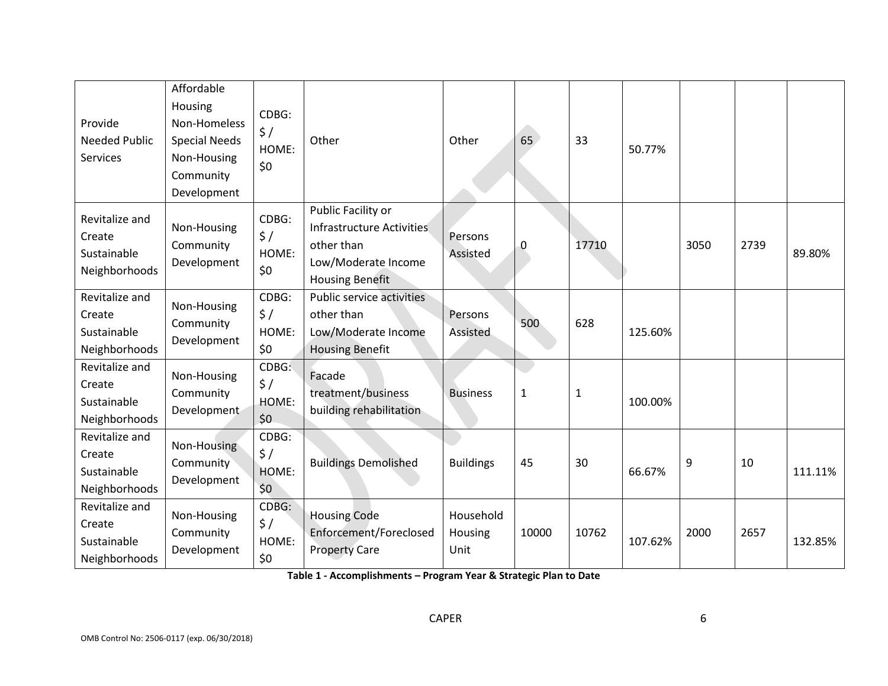| | | | | | | | | | | |
|---|---|---|---|---|---|---|---|---|---|---|
| Provide Needed Public Services | Affordable Housing Non-Homeless Special Needs Non-Housing Community Development | CDBG: $ / HOME: $0 | Other | Other | 65 | 33 | 50.77% | | | |
| Revitalize and Create Sustainable Neighborhoods | Non-Housing Community Development | CDBG: $ / HOME: $0 | Public Facility or Infrastructure Activities other than Low/Moderate Income Housing Benefit | Persons Assisted | 0 | 17710 | | 3050 | 2739 | 89.80% |
| Revitalize and Create Sustainable Neighborhoods | Non-Housing Community Development | CDBG: $ / HOME: $0 | Public service activities other than Low/Moderate Income Housing Benefit | Persons Assisted | 500 | 628 | 125.60% | | | |
| Revitalize and Create Sustainable Neighborhoods | Non-Housing Community Development | CDBG: $ / HOME: $0 | Facade treatment/business building rehabilitation | Business | 1 | 1 | 100.00% | | | |
| Revitalize and Create Sustainable Neighborhoods | Non-Housing Community Development | CDBG: $ / HOME: $0 | Buildings Demolished | Buildings | 45 | 30 | 66.67% | 9 | 10 | 111.11% |
| Revitalize and Create Sustainable Neighborhoods | Non-Housing Community Development | CDBG: $ / HOME: $0 | Housing Code Enforcement/Foreclosed Property Care | Household Housing Unit | 10000 | 10762 | 107.62% | 2000 | 2657 | 132.85% |

**Table 1 - Accomplishments – Program Year & Strategic Plan to Date**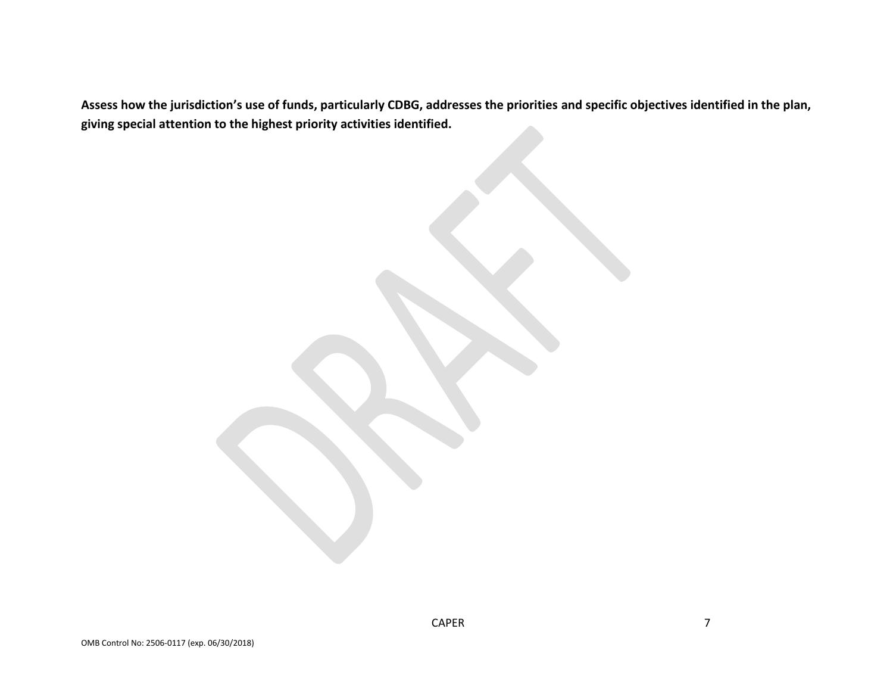**Assess how the jurisdiction's use of funds, particularly CDBG, addresses the priorities and specific objectives identified in the plan, giving special attention to the highest priority activities identified.**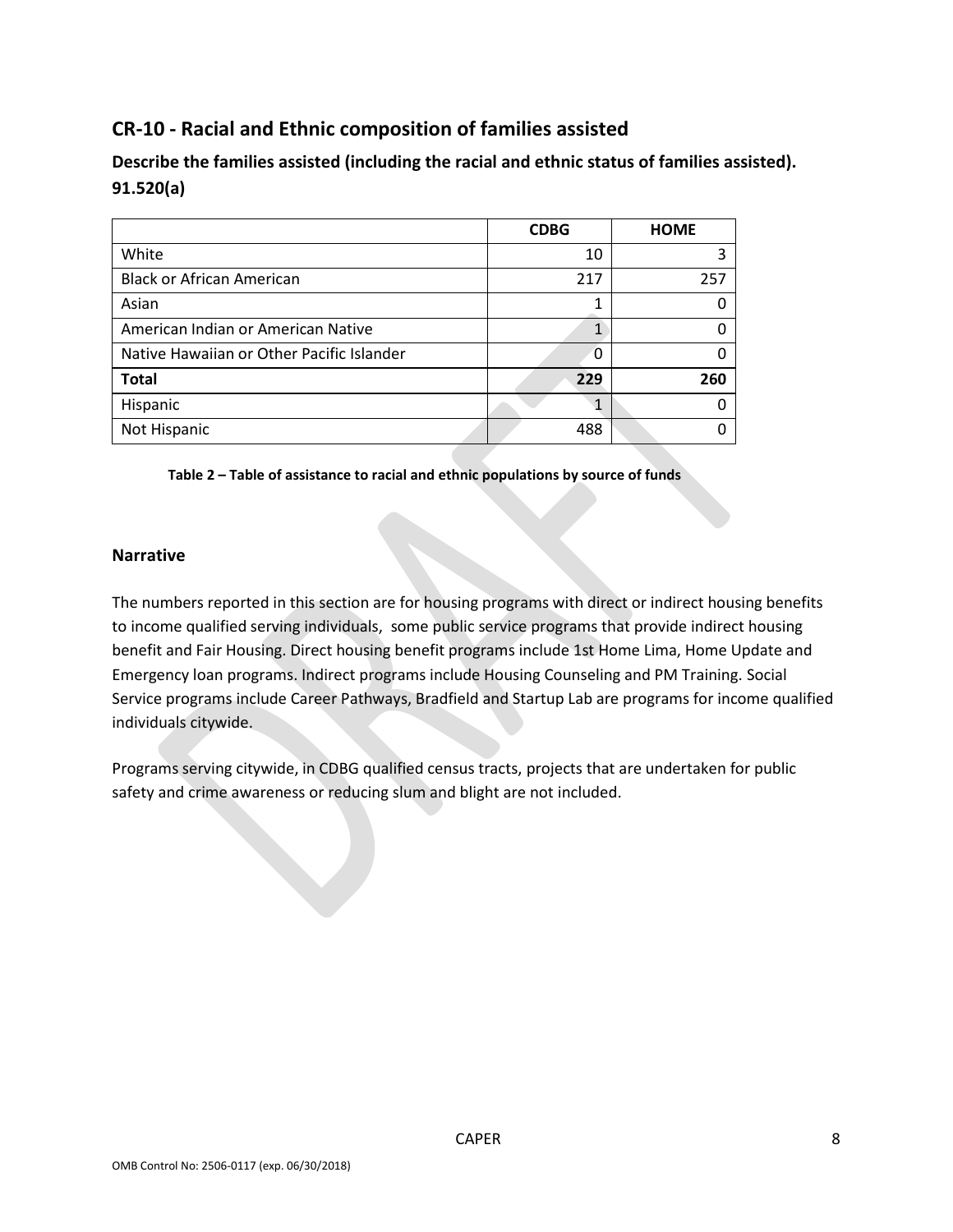## CR-10 - Racial and Ethnic composition of families assisted

**Describe the families assisted (including the racial and ethnic status of families assisted). 91.520(a)**

| | CDBG | HOME |
|---|---|---|
| White | 10 | 3 |
| Black or African American | 217 | 257 |
| Asian | 1 | 0 |
| American Indian or American Native | 1 | 0 |
| Native Hawaiian or Other Pacific Islander | 0 | 0 |
| **Total** | **229** | **260** |
| Hispanic | 1 | 0 |
| Not Hispanic | 488 | 0 |

**Table 2 – Table of assistance to racial and ethnic populations by source of funds**

### Narrative

The numbers reported in this section are for housing programs with direct or indirect housing benefits to income qualified serving individuals, some public service programs that provide indirect housing benefit and Fair Housing. Direct housing benefit programs include 1st Home Lima, Home Update and Emergency loan programs. Indirect programs include Housing Counseling and PM Training. Social Service programs include Career Pathways, Bradfield and Startup Lab are programs for income qualified individuals citywide.

Programs serving citywide, in CDBG qualified census tracts, projects that are undertaken for public safety and crime awareness or reducing slum and blight are not included.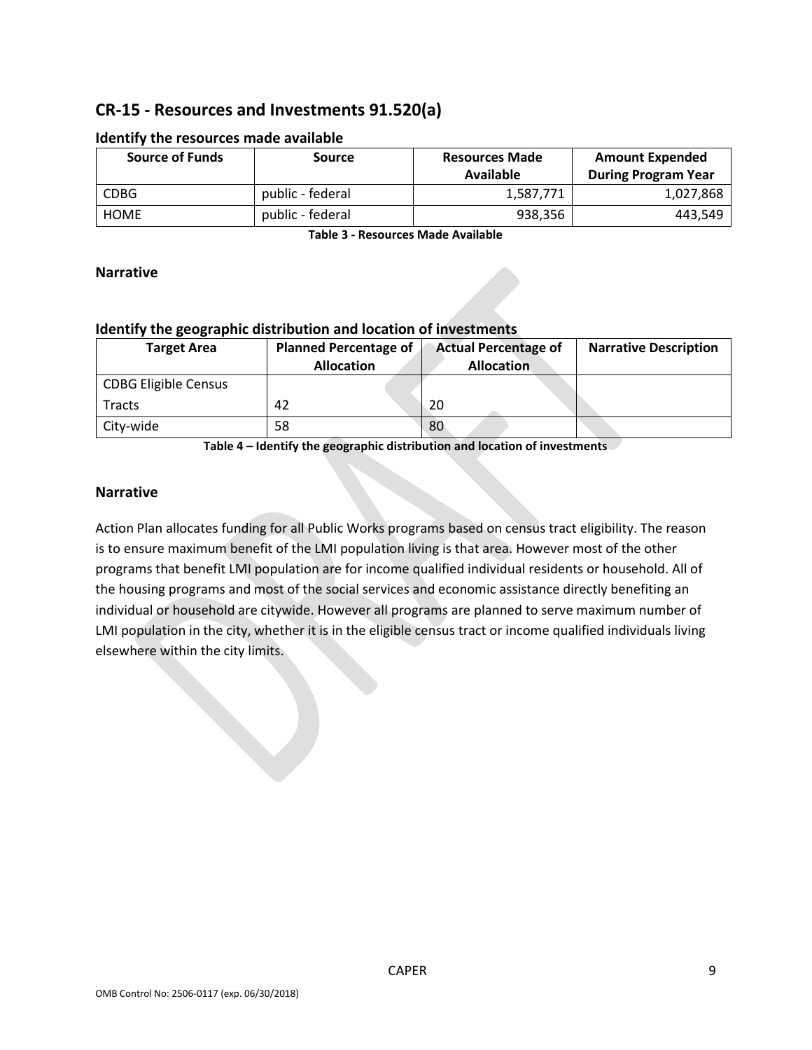## CR-15 - Resources and Investments 91.520(a)

### Identify the resources made available

| Source of Funds | Source | Resources Made Available | Amount Expended During Program Year |
|---|---|---|---|
| CDBG | public - federal | 1,587,771 | 1,027,868 |
| HOME | public - federal | 938,356 | 443,549 |

**Table 3 - Resources Made Available**

### Narrative

### Identify the geographic distribution and location of investments

| Target Area | Planned Percentage of Allocation | Actual Percentage of Allocation | Narrative Description |
|---|---|---|---|
| CDBG Eligible Census Tracts | 42 | 20 | |
| City-wide | 58 | 80 | |

**Table 4 – Identify the geographic distribution and location of investments**

### Narrative

Action Plan allocates funding for all Public Works programs based on census tract eligibility. The reason is to ensure maximum benefit of the LMI population living is that area. However most of the other programs that benefit LMI population are for income qualified individual residents or household. All of the housing programs and most of the social services and economic assistance directly benefiting an individual or household are citywide. However all programs are planned to serve maximum number of LMI population in the city, whether it is in the eligible census tract or income qualified individuals living elsewhere within the city limits.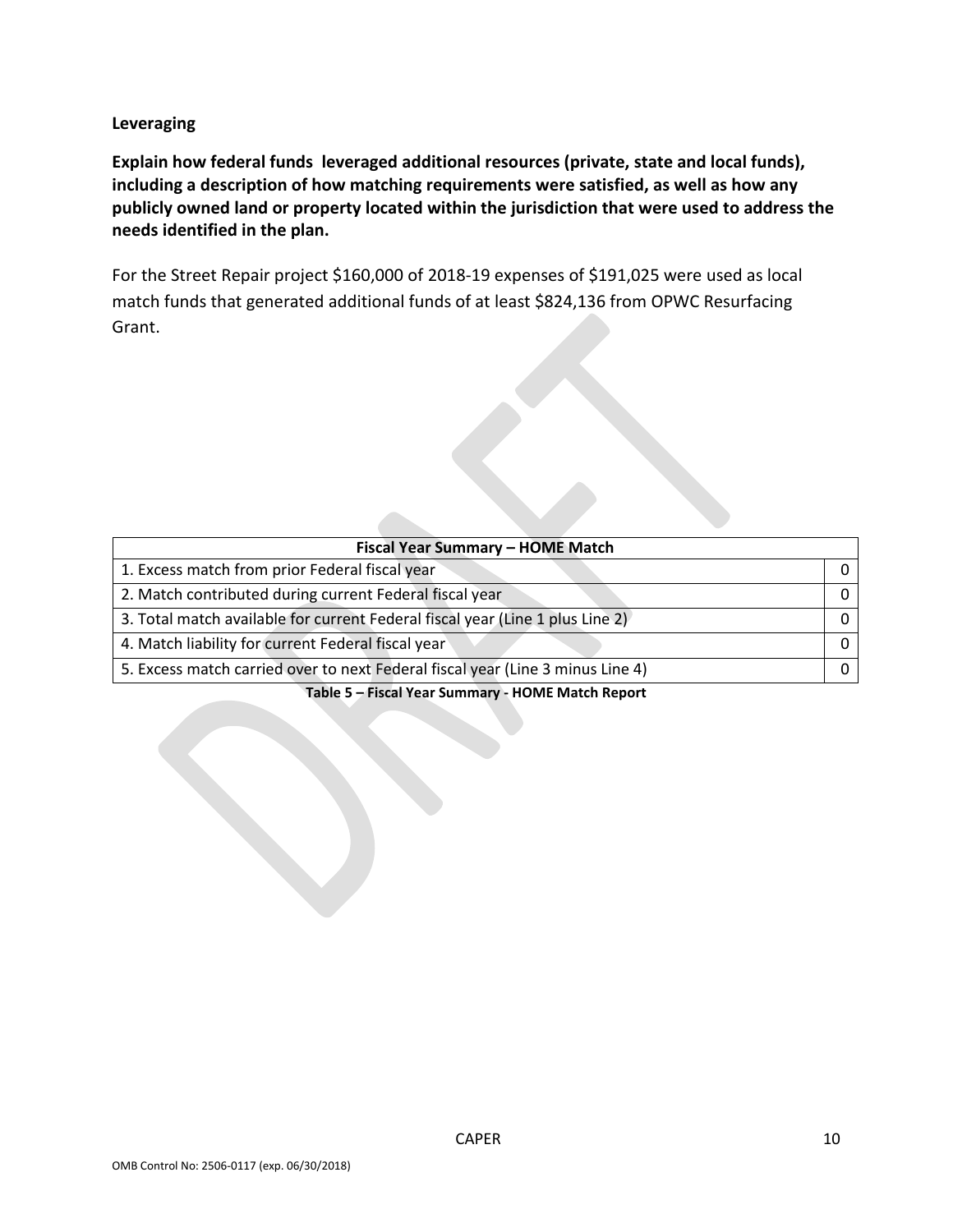**Leveraging**

**Explain how federal funds leveraged additional resources (private, state and local funds), including a description of how matching requirements were satisfied, as well as how any publicly owned land or property located within the jurisdiction that were used to address the needs identified in the plan.**

For the Street Repair project $160,000 of 2018-19 expenses of $191,025 were used as local match funds that generated additional funds of at least $824,136 from OPWC Resurfacing Grant.

| Fiscal Year Summary – HOME Match | |
|---|---|
| 1. Excess match from prior Federal fiscal year | 0 |
| 2. Match contributed during current Federal fiscal year | 0 |
| 3. Total match available for current Federal fiscal year (Line 1 plus Line 2) | 0 |
| 4. Match liability for current Federal fiscal year | 0 |
| 5. Excess match carried over to next Federal fiscal year (Line 3 minus Line 4) | 0 |

**Table 5 – Fiscal Year Summary - HOME Match Report**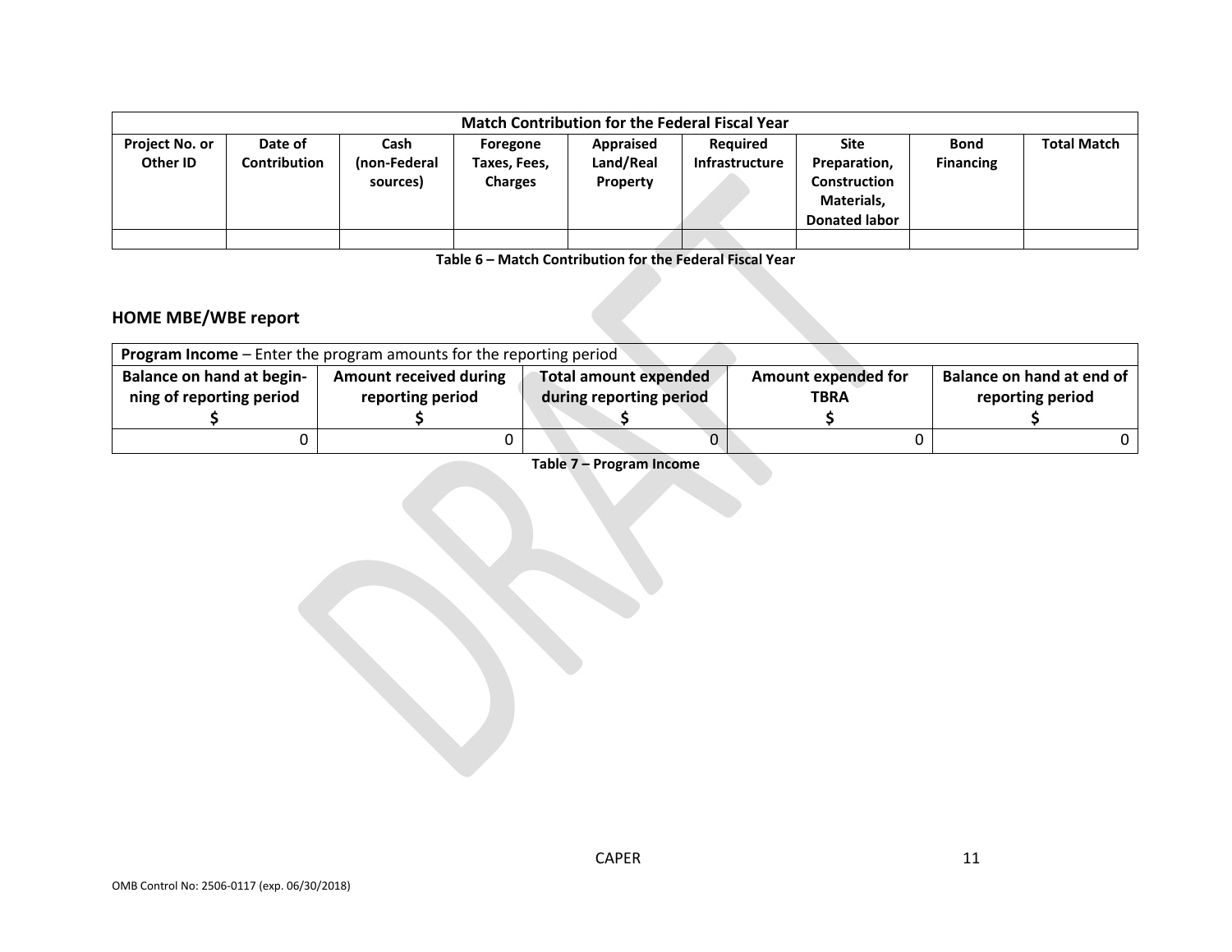| Match Contribution for the Federal Fiscal Year | | | | | | | | |
|---|---|---|---|---|---|---|---|---|
| Project No. or Other ID | Date of Contribution | Cash (non-Federal sources) | Foregone Taxes, Fees, Charges | Appraised Land/Real Property | Required Infrastructure | Site Preparation, Construction Materials, Donated labor | Bond Financing | Total Match |
| | | | | | | | | |

**Table 6 – Match Contribution for the Federal Fiscal Year**

## HOME MBE/WBE report

| **Program Income** – Enter the program amounts for the reporting period | | | | |
|---|---|---|---|---|
| **Balance on hand at begin-ning of reporting period $** | **Amount received during reporting period $** | **Total amount expended during reporting period $** | **Amount expended for TBRA $** | **Balance on hand at end of reporting period $** |
| 0 | 0 | 0 | 0 | 0 |

**Table 7 – Program Income**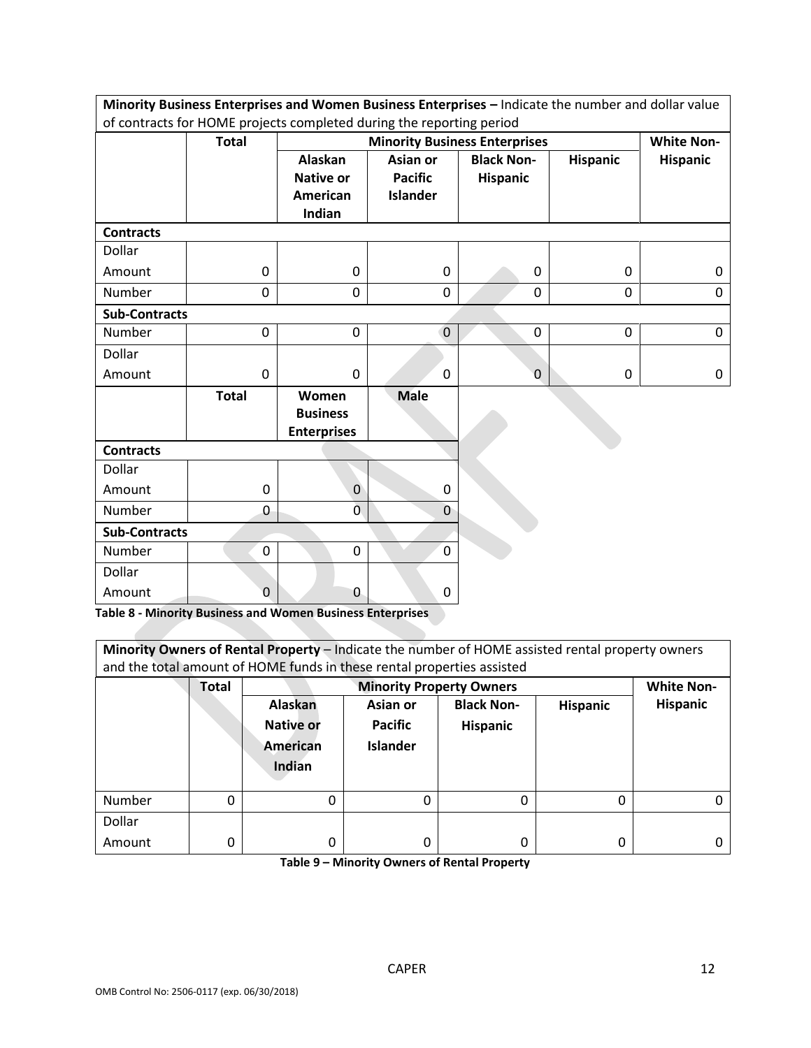| **Minority Business Enterprises and Women Business Enterprises –** Indicate the number and dollar value of contracts for HOME projects completed during the reporting period | | | | | | |
|---|---|---|---|---|---|---|
| | **Total** | **Minority Business Enterprises** | | | | **White Non-Hispanic** |
| | | **Alaskan Native or American Indian** | **Asian or Pacific Islander** | **Black Non-Hispanic** | **Hispanic** | |
| **Contracts** | | | | | | |
| Dollar Amount | 0 | 0 | 0 | 0 | 0 | 0 |
| Number | 0 | 0 | 0 | 0 | 0 | 0 |
| **Sub-Contracts** | | | | | | |
| Number | 0 | 0 | 0 | 0 | 0 | 0 |
| Dollar Amount | 0 | 0 | 0 | 0 | 0 | 0 |

| | **Total** | **Women Business Enterprises** | **Male** |
|---|---|---|---|
| **Contracts** | | | |
| Dollar Amount | 0 | 0 | 0 |
| Number | 0 | 0 | 0 |
| **Sub-Contracts** | | | |
| Number | 0 | 0 | 0 |
| Dollar Amount | 0 | 0 | 0 |

**Table 8 - Minority Business and Women Business Enterprises**

| **Minority Owners of Rental Property** – Indicate the number of HOME assisted rental property owners and the total amount of HOME funds in these rental properties assisted | | | | | | |
|---|---|---|---|---|---|---|
| | **Total** | **Minority Property Owners** | | | | **White Non-Hispanic** |
| | | **Alaskan Native or American Indian** | **Asian or Pacific Islander** | **Black Non-Hispanic** | **Hispanic** | |
| Number | 0 | 0 | 0 | 0 | 0 | 0 |
| Dollar Amount | 0 | 0 | 0 | 0 | 0 | 0 |

**Table 9 – Minority Owners of Rental Property**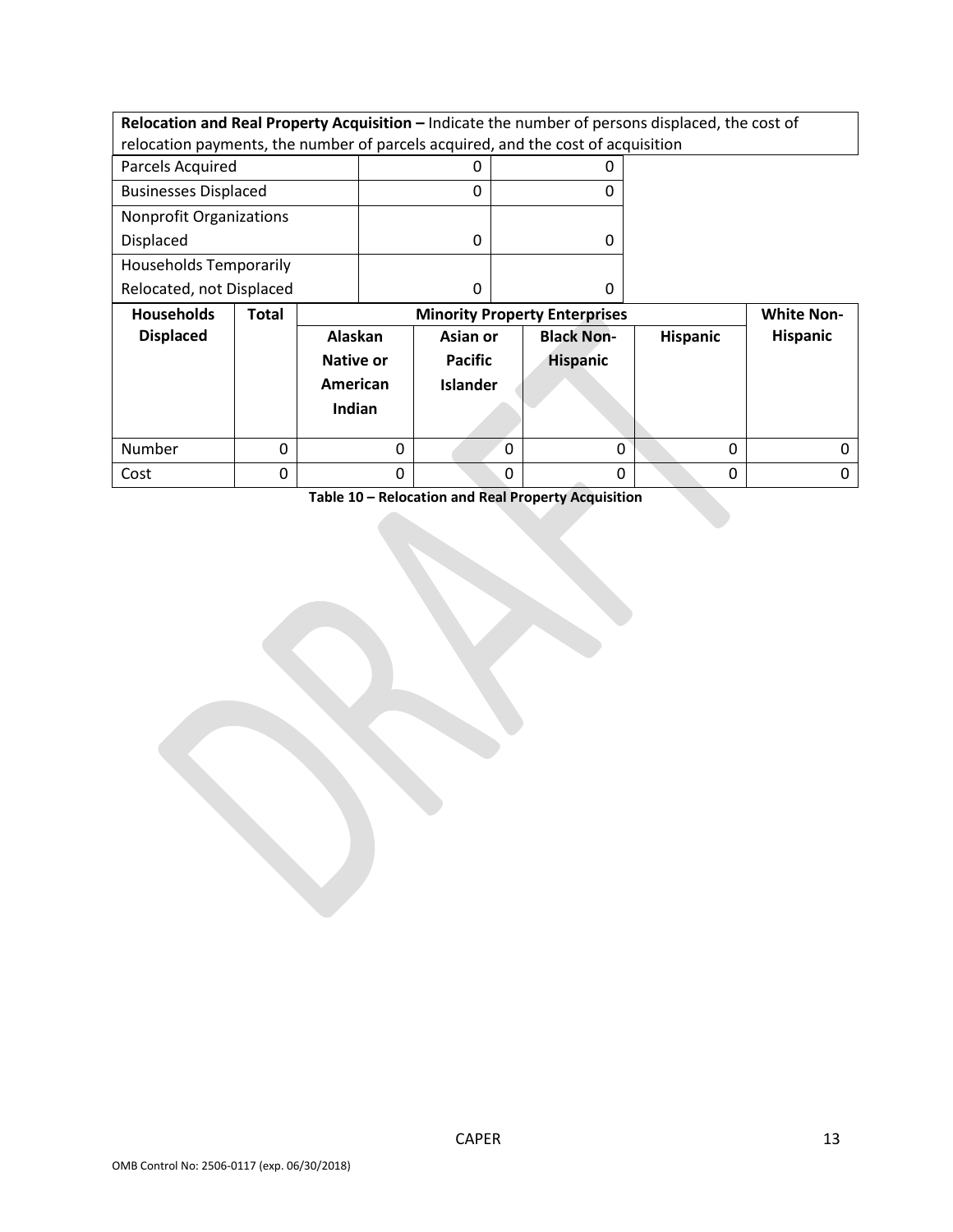| **Relocation and Real Property Acquisition –** Indicate the number of persons displaced, the cost of relocation payments, the number of parcels acquired, and the cost of acquisition | | | | | | |
|---|---|---|---|---|---|---|
| Parcels Acquired | | 0 | 0 | | | |
| Businesses Displaced | | 0 | 0 | | | |
| Nonprofit Organizations Displaced | | 0 | 0 | | | |
| Households Temporarily Relocated, not Displaced | | 0 | 0 | | | |
| **Households Displaced** | **Total** | **Minority Property Enterprises** | | | | **White Non-Hispanic** |
| | | **Alaskan Native or American Indian** | **Asian or Pacific Islander** | **Black Non-Hispanic** | **Hispanic** | |
| Number | 0 | 0 | 0 | 0 | 0 | 0 |
| Cost | 0 | 0 | 0 | 0 | 0 | 0 |

**Table 10 – Relocation and Real Property Acquisition**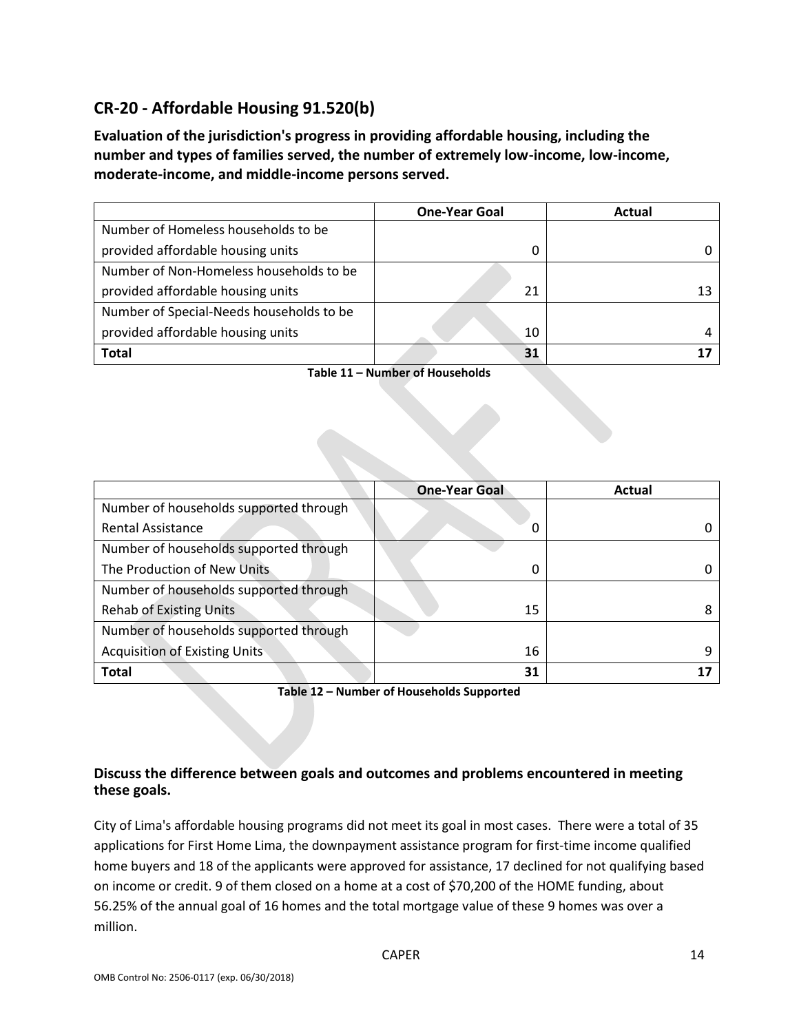## CR-20 - Affordable Housing 91.520(b)

**Evaluation of the jurisdiction's progress in providing affordable housing, including the number and types of families served, the number of extremely low-income, low-income, moderate-income, and middle-income persons served.**

| | One-Year Goal | Actual |
|---|---|---|
| Number of Homeless households to be provided affordable housing units | 0 | 0 |
| Number of Non-Homeless households to be provided affordable housing units | 21 | 13 |
| Number of Special-Needs households to be provided affordable housing units | 10 | 4 |
| **Total** | **31** | **17** |

**Table 11 – Number of Households**

| | One-Year Goal | Actual |
|---|---|---|
| Number of households supported through Rental Assistance | 0 | 0 |
| Number of households supported through The Production of New Units | 0 | 0 |
| Number of households supported through Rehab of Existing Units | 15 | 8 |
| Number of households supported through Acquisition of Existing Units | 16 | 9 |
| **Total** | **31** | **17** |

**Table 12 – Number of Households Supported**

### Discuss the difference between goals and outcomes and problems encountered in meeting these goals.

City of Lima's affordable housing programs did not meet its goal in most cases. There were a total of 35 applications for First Home Lima, the downpayment assistance program for first-time income qualified home buyers and 18 of the applicants were approved for assistance, 17 declined for not qualifying based on income or credit. 9 of them closed on a home at a cost of $70,200 of the HOME funding, about 56.25% of the annual goal of 16 homes and the total mortgage value of these 9 homes was over a million.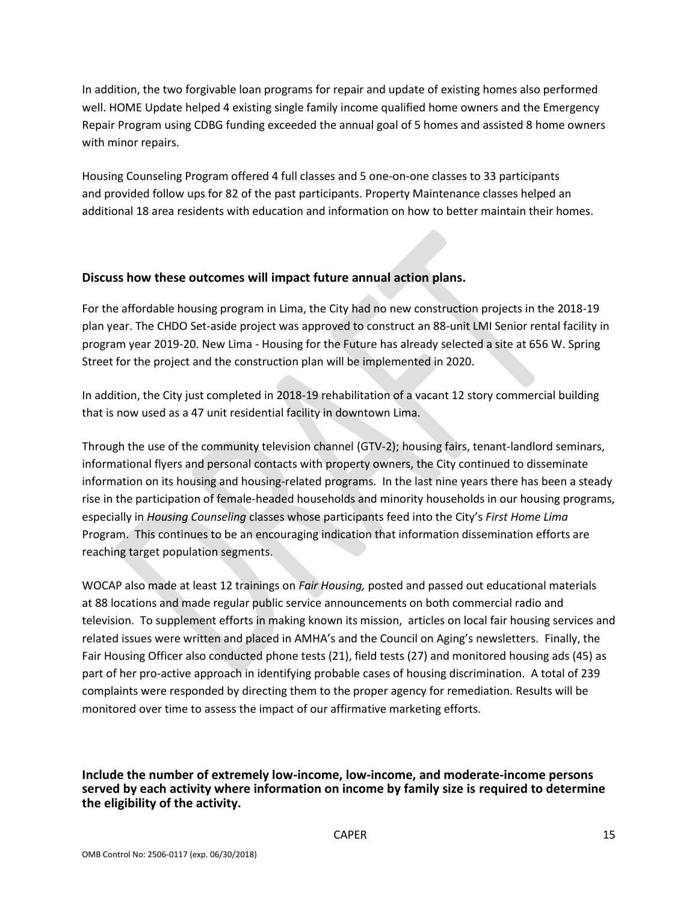In addition, the two forgivable loan programs for repair and update of existing homes also performed well. HOME Update helped 4 existing single family income qualified home owners and the Emergency Repair Program using CDBG funding exceeded the annual goal of 5 homes and assisted 8 home owners with minor repairs.

Housing Counseling Program offered 4 full classes and 5 one-on-one classes to 33 participants and provided follow ups for 82 of the past participants. Property Maintenance classes helped an additional 18 area residents with education and information on how to better maintain their homes.

## Discuss how these outcomes will impact future annual action plans.

For the affordable housing program in Lima, the City had no new construction projects in the 2018-19 plan year. The CHDO Set-aside project was approved to construct an 88-unit LMI Senior rental facility in program year 2019-20. New Lima - Housing for the Future has already selected a site at 656 W. Spring Street for the project and the construction plan will be implemented in 2020.

In addition, the City just completed in 2018-19 rehabilitation of a vacant 12 story commercial building that is now used as a 47 unit residential facility in downtown Lima.

Through the use of the community television channel (GTV-2); housing fairs, tenant-landlord seminars, informational flyers and personal contacts with property owners, the City continued to disseminate information on its housing and housing-related programs. In the last nine years there has been a steady rise in the participation of female-headed households and minority households in our housing programs, especially in *Housing Counseling* classes whose participants feed into the City's *First Home Lima* Program. This continues to be an encouraging indication that information dissemination efforts are reaching target population segments.

WOCAP also made at least 12 trainings on *Fair Housing,* posted and passed out educational materials at 88 locations and made regular public service announcements on both commercial radio and television. To supplement efforts in making known its mission, articles on local fair housing services and related issues were written and placed in AMHA's and the Council on Aging's newsletters. Finally, the Fair Housing Officer also conducted phone tests (21), field tests (27) and monitored housing ads (45) as part of her pro-active approach in identifying probable cases of housing discrimination. A total of 239 complaints were responded by directing them to the proper agency for remediation. Results will be monitored over time to assess the impact of our affirmative marketing efforts.

## Include the number of extremely low-income, low-income, and moderate-income persons served by each activity where information on income by family size is required to determine the eligibility of the activity.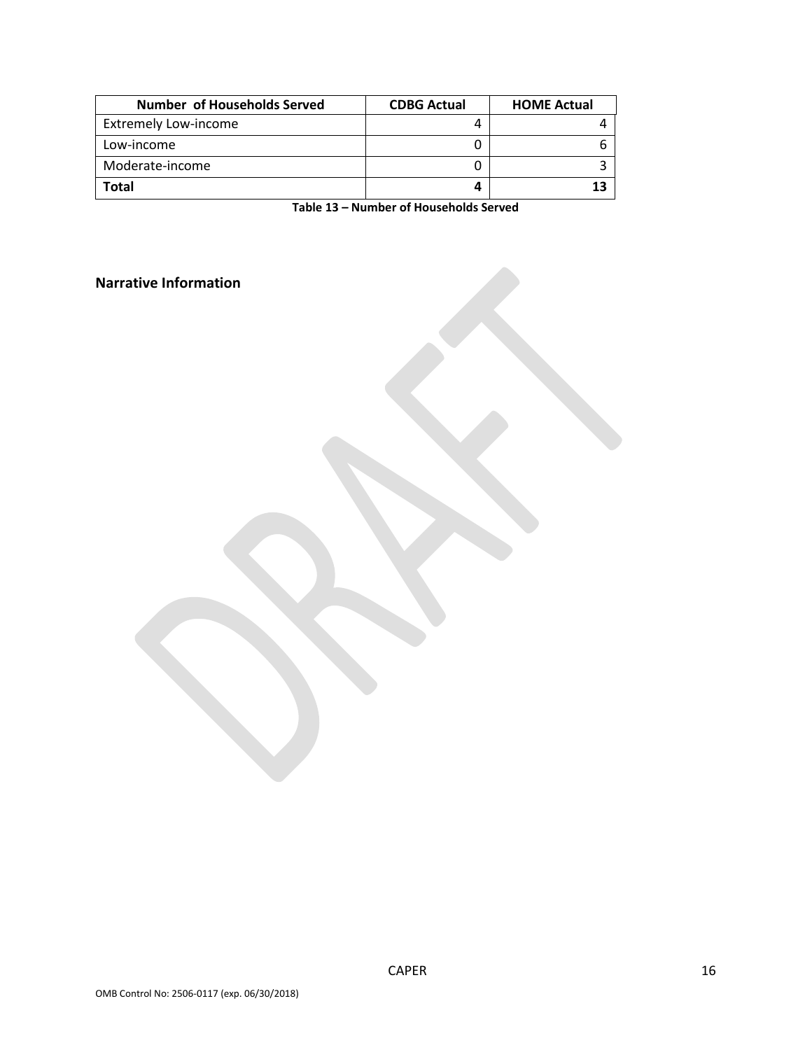| Number of Households Served | CDBG Actual | HOME Actual |
| --- | --- | --- |
| Extremely Low-income | 4 | 4 |
| Low-income | 0 | 6 |
| Moderate-income | 0 | 3 |
| **Total** | **4** | **13** |

**Table 13 – Number of Households Served**

## Narrative Information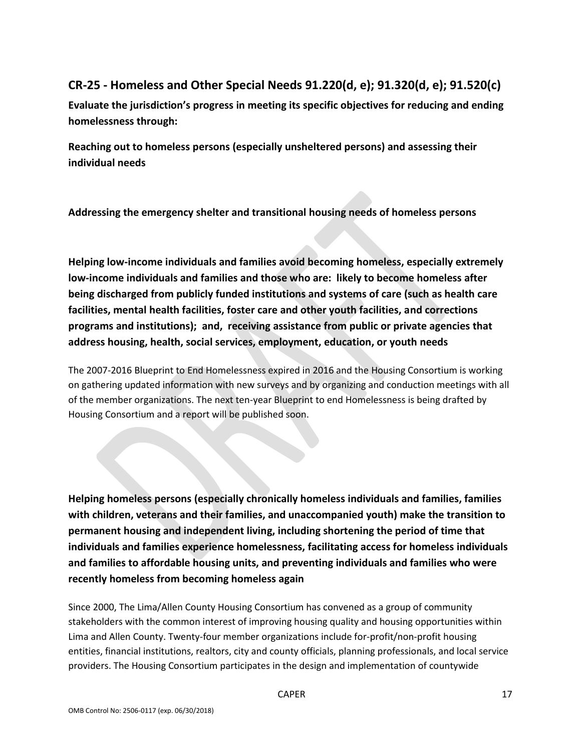## CR-25 - Homeless and Other Special Needs 91.220(d, e); 91.320(d, e); 91.520(c)

**Evaluate the jurisdiction's progress in meeting its specific objectives for reducing and ending homelessness through:**

**Reaching out to homeless persons (especially unsheltered persons) and assessing their individual needs**

**Addressing the emergency shelter and transitional housing needs of homeless persons**

**Helping low-income individuals and families avoid becoming homeless, especially extremely low-income individuals and families and those who are: likely to become homeless after being discharged from publicly funded institutions and systems of care (such as health care facilities, mental health facilities, foster care and other youth facilities, and corrections programs and institutions); and, receiving assistance from public or private agencies that address housing, health, social services, employment, education, or youth needs**

The 2007-2016 Blueprint to End Homelessness expired in 2016 and the Housing Consortium is working on gathering updated information with new surveys and by organizing and conduction meetings with all of the member organizations. The next ten-year Blueprint to end Homelessness is being drafted by Housing Consortium and a report will be published soon.

**Helping homeless persons (especially chronically homeless individuals and families, families with children, veterans and their families, and unaccompanied youth) make the transition to permanent housing and independent living, including shortening the period of time that individuals and families experience homelessness, facilitating access for homeless individuals and families to affordable housing units, and preventing individuals and families who were recently homeless from becoming homeless again**

Since 2000, The Lima/Allen County Housing Consortium has convened as a group of community stakeholders with the common interest of improving housing quality and housing opportunities within Lima and Allen County. Twenty-four member organizations include for-profit/non-profit housing entities, financial institutions, realtors, city and county officials, planning professionals, and local service providers. The Housing Consortium participates in the design and implementation of countywide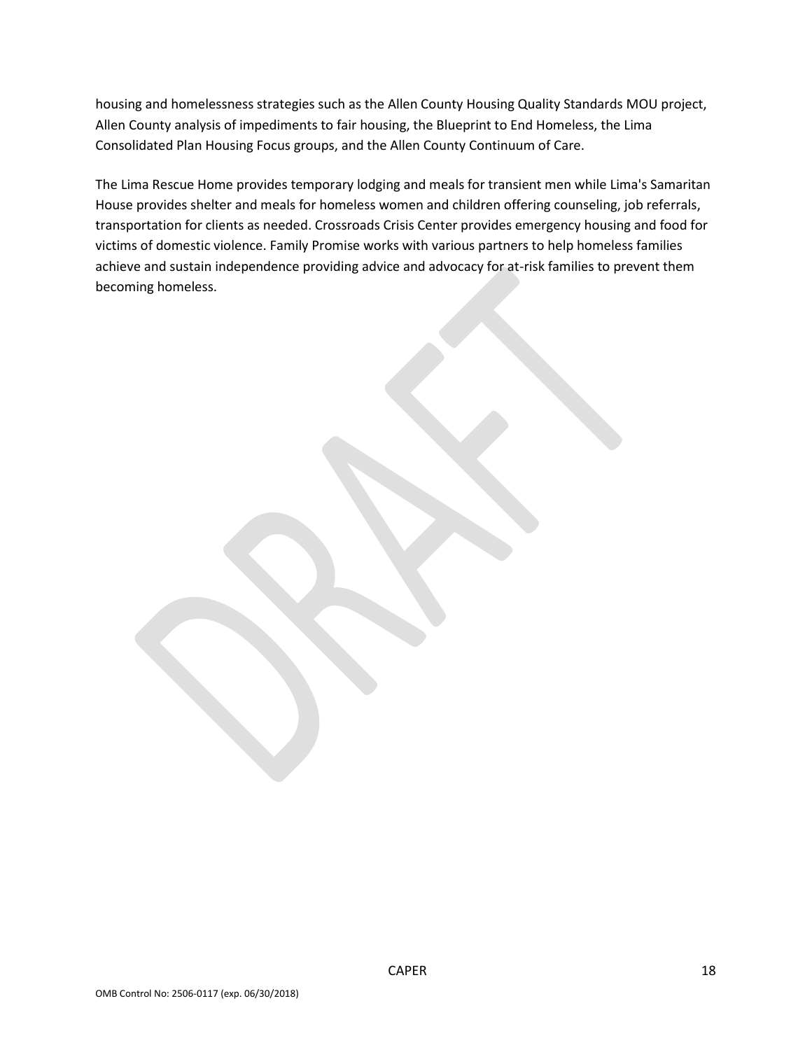housing and homelessness strategies such as the Allen County Housing Quality Standards MOU project, Allen County analysis of impediments to fair housing, the Blueprint to End Homeless, the Lima Consolidated Plan Housing Focus groups, and the Allen County Continuum of Care.

The Lima Rescue Home provides temporary lodging and meals for transient men while Lima's Samaritan House provides shelter and meals for homeless women and children offering counseling, job referrals, transportation for clients as needed. Crossroads Crisis Center provides emergency housing and food for victims of domestic violence. Family Promise works with various partners to help homeless families achieve and sustain independence providing advice and advocacy for at-risk families to prevent them becoming homeless.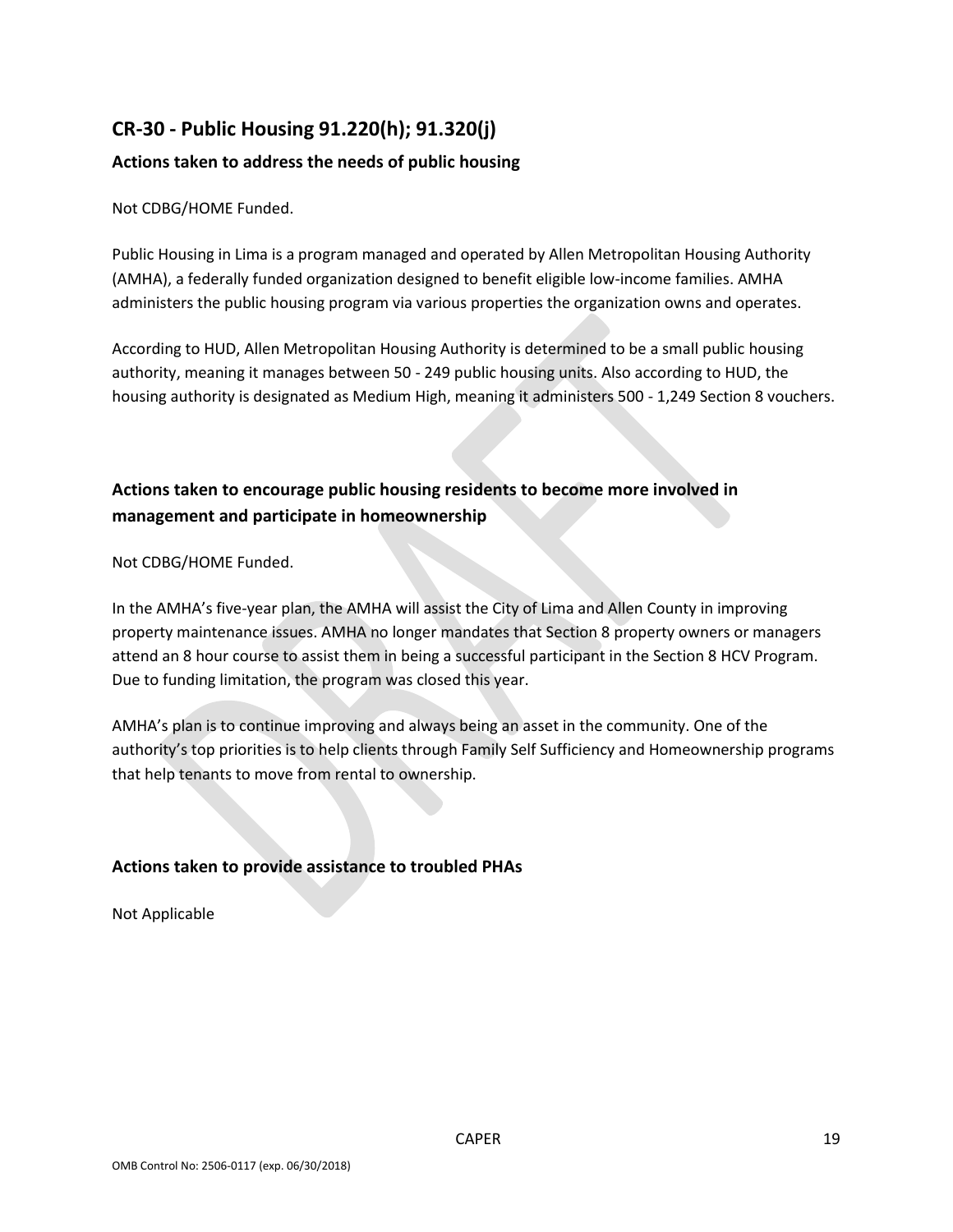## CR-30 - Public Housing 91.220(h); 91.320(j)

### Actions taken to address the needs of public housing

Not CDBG/HOME Funded.

Public Housing in Lima is a program managed and operated by Allen Metropolitan Housing Authority (AMHA), a federally funded organization designed to benefit eligible low-income families. AMHA administers the public housing program via various properties the organization owns and operates.

According to HUD, Allen Metropolitan Housing Authority is determined to be a small public housing authority, meaning it manages between 50 - 249 public housing units. Also according to HUD, the housing authority is designated as Medium High, meaning it administers 500 - 1,249 Section 8 vouchers.

### Actions taken to encourage public housing residents to become more involved in management and participate in homeownership

Not CDBG/HOME Funded.

In the AMHA's five-year plan, the AMHA will assist the City of Lima and Allen County in improving property maintenance issues. AMHA no longer mandates that Section 8 property owners or managers attend an 8 hour course to assist them in being a successful participant in the Section 8 HCV Program. Due to funding limitation, the program was closed this year.

AMHA's plan is to continue improving and always being an asset in the community. One of the authority's top priorities is to help clients through Family Self Sufficiency and Homeownership programs that help tenants to move from rental to ownership.

### Actions taken to provide assistance to troubled PHAs

Not Applicable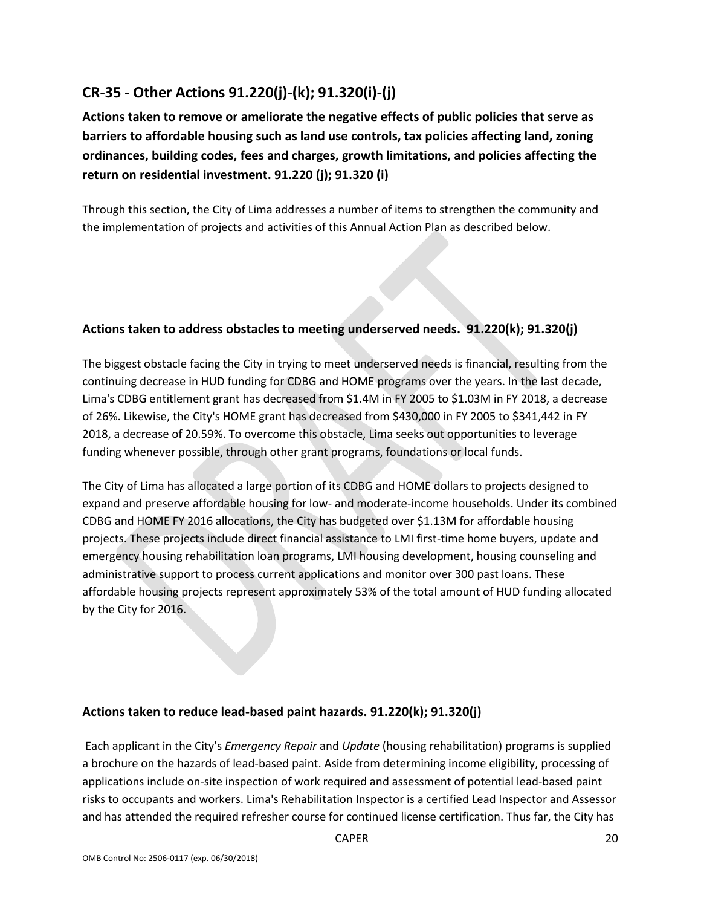## CR-35 - Other Actions 91.220(j)-(k); 91.320(i)-(j)

**Actions taken to remove or ameliorate the negative effects of public policies that serve as barriers to affordable housing such as land use controls, tax policies affecting land, zoning ordinances, building codes, fees and charges, growth limitations, and policies affecting the return on residential investment. 91.220 (j); 91.320 (i)**

Through this section, the City of Lima addresses a number of items to strengthen the community and the implementation of projects and activities of this Annual Action Plan as described below.

### Actions taken to address obstacles to meeting underserved needs. 91.220(k); 91.320(j)

The biggest obstacle facing the City in trying to meet underserved needs is financial, resulting from the continuing decrease in HUD funding for CDBG and HOME programs over the years. In the last decade, Lima's CDBG entitlement grant has decreased from $1.4M in FY 2005 to $1.03M in FY 2018, a decrease of 26%. Likewise, the City's HOME grant has decreased from $430,000 in FY 2005 to $341,442 in FY 2018, a decrease of 20.59%. To overcome this obstacle, Lima seeks out opportunities to leverage funding whenever possible, through other grant programs, foundations or local funds.

The City of Lima has allocated a large portion of its CDBG and HOME dollars to projects designed to expand and preserve affordable housing for low- and moderate-income households. Under its combined CDBG and HOME FY 2016 allocations, the City has budgeted over $1.13M for affordable housing projects. These projects include direct financial assistance to LMI first-time home buyers, update and emergency housing rehabilitation loan programs, LMI housing development, housing counseling and administrative support to process current applications and monitor over 300 past loans. These affordable housing projects represent approximately 53% of the total amount of HUD funding allocated by the City for 2016.

### Actions taken to reduce lead-based paint hazards. 91.220(k); 91.320(j)

Each applicant in the City's *Emergency Repair* and *Update* (housing rehabilitation) programs is supplied a brochure on the hazards of lead-based paint. Aside from determining income eligibility, processing of applications include on-site inspection of work required and assessment of potential lead-based paint risks to occupants and workers. Lima's Rehabilitation Inspector is a certified Lead Inspector and Assessor and has attended the required refresher course for continued license certification. Thus far, the City has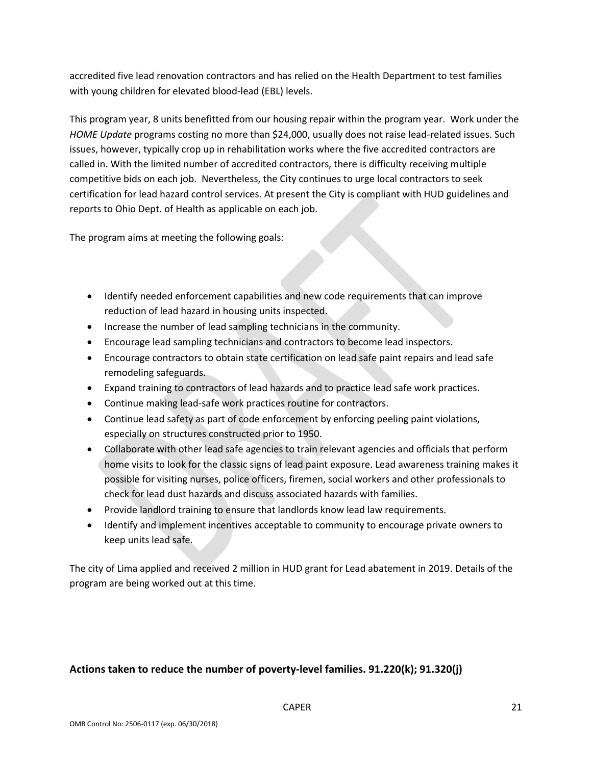accredited five lead renovation contractors and has relied on the Health Department to test families with young children for elevated blood-lead (EBL) levels.

This program year, 8 units benefitted from our housing repair within the program year. Work under the *HOME Update* programs costing no more than $24,000, usually does not raise lead-related issues. Such issues, however, typically crop up in rehabilitation works where the five accredited contractors are called in. With the limited number of accredited contractors, there is difficulty receiving multiple competitive bids on each job. Nevertheless, the City continues to urge local contractors to seek certification for lead hazard control services. At present the City is compliant with HUD guidelines and reports to Ohio Dept. of Health as applicable on each job.

The program aims at meeting the following goals:

- Identify needed enforcement capabilities and new code requirements that can improve reduction of lead hazard in housing units inspected.
- Increase the number of lead sampling technicians in the community.
- Encourage lead sampling technicians and contractors to become lead inspectors.
- Encourage contractors to obtain state certification on lead safe paint repairs and lead safe remodeling safeguards.
- Expand training to contractors of lead hazards and to practice lead safe work practices.
- Continue making lead-safe work practices routine for contractors.
- Continue lead safety as part of code enforcement by enforcing peeling paint violations, especially on structures constructed prior to 1950.
- Collaborate with other lead safe agencies to train relevant agencies and officials that perform home visits to look for the classic signs of lead paint exposure. Lead awareness training makes it possible for visiting nurses, police officers, firemen, social workers and other professionals to check for lead dust hazards and discuss associated hazards with families.
- Provide landlord training to ensure that landlords know lead law requirements.
- Identify and implement incentives acceptable to community to encourage private owners to keep units lead safe.

The city of Lima applied and received 2 million in HUD grant for Lead abatement in 2019. Details of the program are being worked out at this time.

## Actions taken to reduce the number of poverty-level families. 91.220(k); 91.320(j)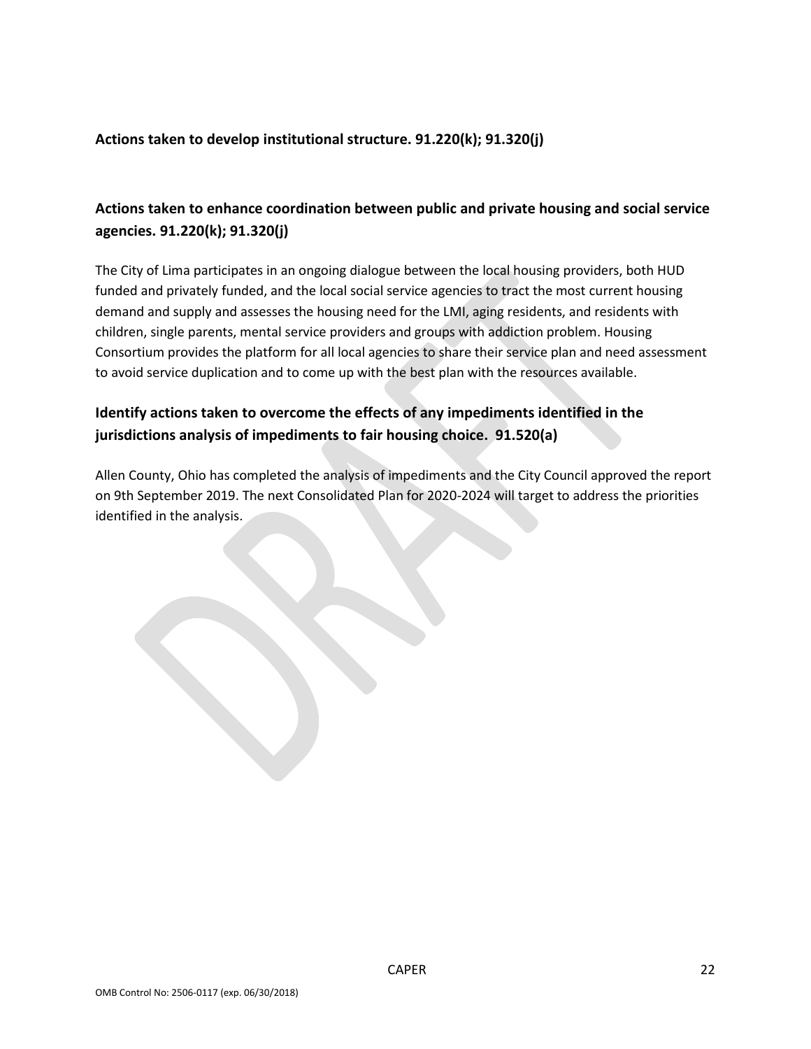## Actions taken to develop institutional structure. 91.220(k); 91.320(j)

## Actions taken to enhance coordination between public and private housing and social service agencies. 91.220(k); 91.320(j)

The City of Lima participates in an ongoing dialogue between the local housing providers, both HUD funded and privately funded, and the local social service agencies to tract the most current housing demand and supply and assesses the housing need for the LMI, aging residents, and residents with children, single parents, mental service providers and groups with addiction problem. Housing Consortium provides the platform for all local agencies to share their service plan and need assessment to avoid service duplication and to come up with the best plan with the resources available.

## Identify actions taken to overcome the effects of any impediments identified in the jurisdictions analysis of impediments to fair housing choice. 91.520(a)

Allen County, Ohio has completed the analysis of impediments and the City Council approved the report on 9th September 2019. The next Consolidated Plan for 2020-2024 will target to address the priorities identified in the analysis.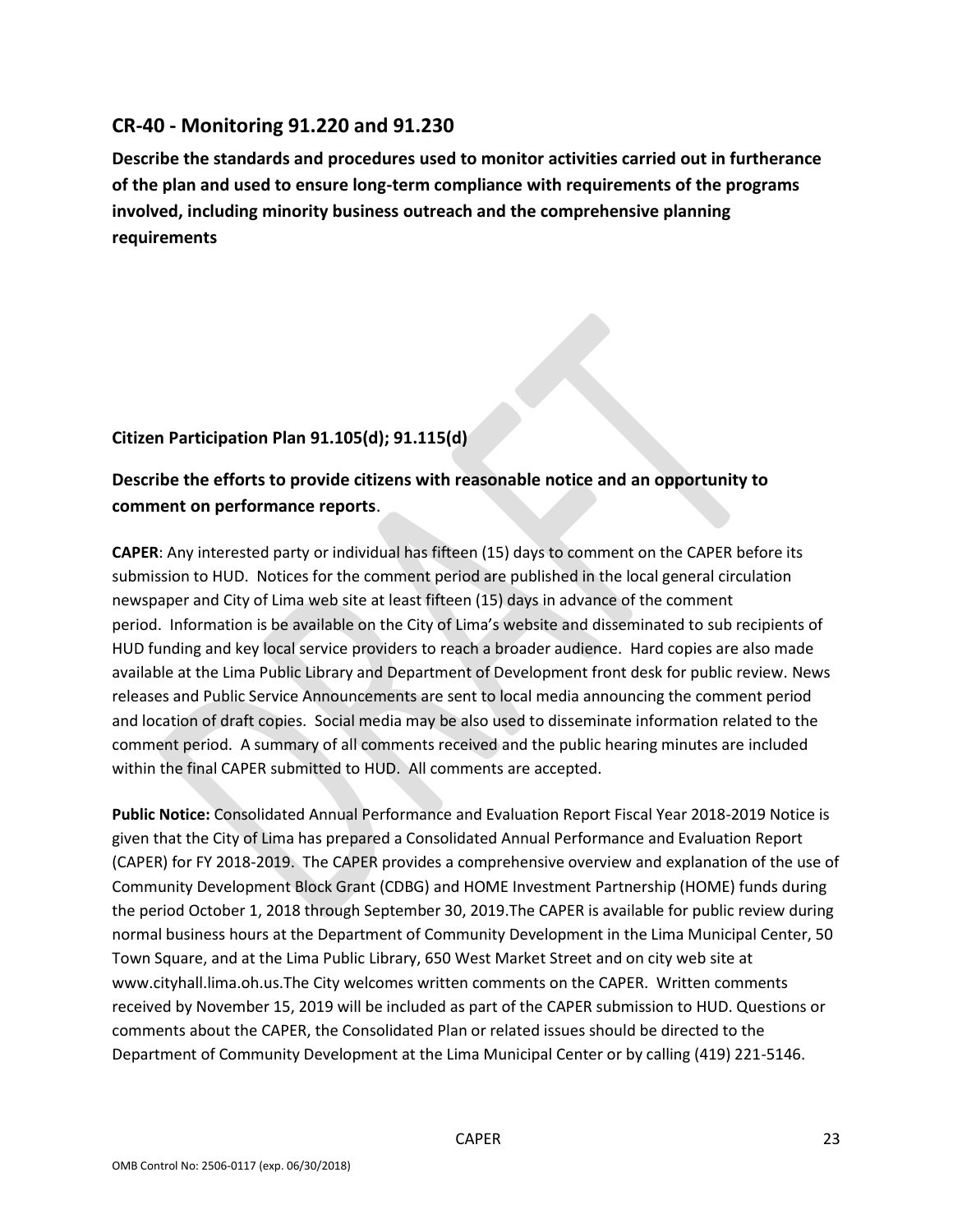## CR-40 - Monitoring 91.220 and 91.230

**Describe the standards and procedures used to monitor activities carried out in furtherance of the plan and used to ensure long-term compliance with requirements of the programs involved, including minority business outreach and the comprehensive planning requirements**

### Citizen Participation Plan 91.105(d); 91.115(d)

### Describe the efforts to provide citizens with reasonable notice and an opportunity to comment on performance reports.

**CAPER**: Any interested party or individual has fifteen (15) days to comment on the CAPER before its submission to HUD. Notices for the comment period are published in the local general circulation newspaper and City of Lima web site at least fifteen (15) days in advance of the comment period. Information is be available on the City of Lima's website and disseminated to sub recipients of HUD funding and key local service providers to reach a broader audience. Hard copies are also made available at the Lima Public Library and Department of Development front desk for public review. News releases and Public Service Announcements are sent to local media announcing the comment period and location of draft copies. Social media may be also used to disseminate information related to the comment period. A summary of all comments received and the public hearing minutes are included within the final CAPER submitted to HUD. All comments are accepted.

**Public Notice:** Consolidated Annual Performance and Evaluation Report Fiscal Year 2018-2019 Notice is given that the City of Lima has prepared a Consolidated Annual Performance and Evaluation Report (CAPER) for FY 2018-2019. The CAPER provides a comprehensive overview and explanation of the use of Community Development Block Grant (CDBG) and HOME Investment Partnership (HOME) funds during the period October 1, 2018 through September 30, 2019.The CAPER is available for public review during normal business hours at the Department of Community Development in the Lima Municipal Center, 50 Town Square, and at the Lima Public Library, 650 West Market Street and on city web site at www.cityhall.lima.oh.us.The City welcomes written comments on the CAPER. Written comments received by November 15, 2019 will be included as part of the CAPER submission to HUD. Questions or comments about the CAPER, the Consolidated Plan or related issues should be directed to the Department of Community Development at the Lima Municipal Center or by calling (419) 221-5146.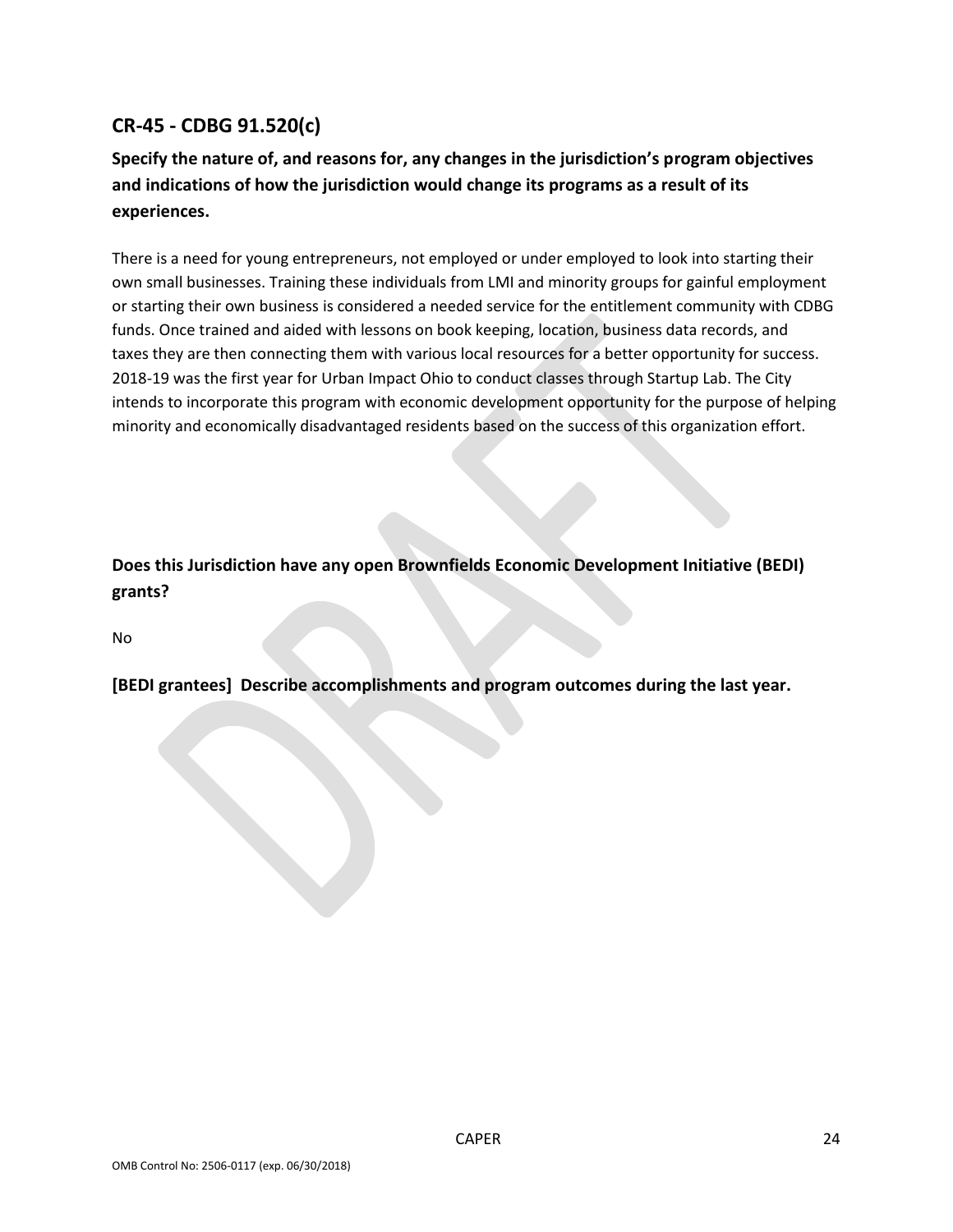## CR-45 - CDBG 91.520(c)

### Specify the nature of, and reasons for, any changes in the jurisdiction's program objectives and indications of how the jurisdiction would change its programs as a result of its experiences.

There is a need for young entrepreneurs, not employed or under employed to look into starting their own small businesses. Training these individuals from LMI and minority groups for gainful employment or starting their own business is considered a needed service for the entitlement community with CDBG funds. Once trained and aided with lessons on book keeping, location, business data records, and taxes they are then connecting them with various local resources for a better opportunity for success. 2018-19 was the first year for Urban Impact Ohio to conduct classes through Startup Lab. The City intends to incorporate this program with economic development opportunity for the purpose of helping minority and economically disadvantaged residents based on the success of this organization effort.

### Does this Jurisdiction have any open Brownfields Economic Development Initiative (BEDI) grants?

No

### [BEDI grantees] Describe accomplishments and program outcomes during the last year.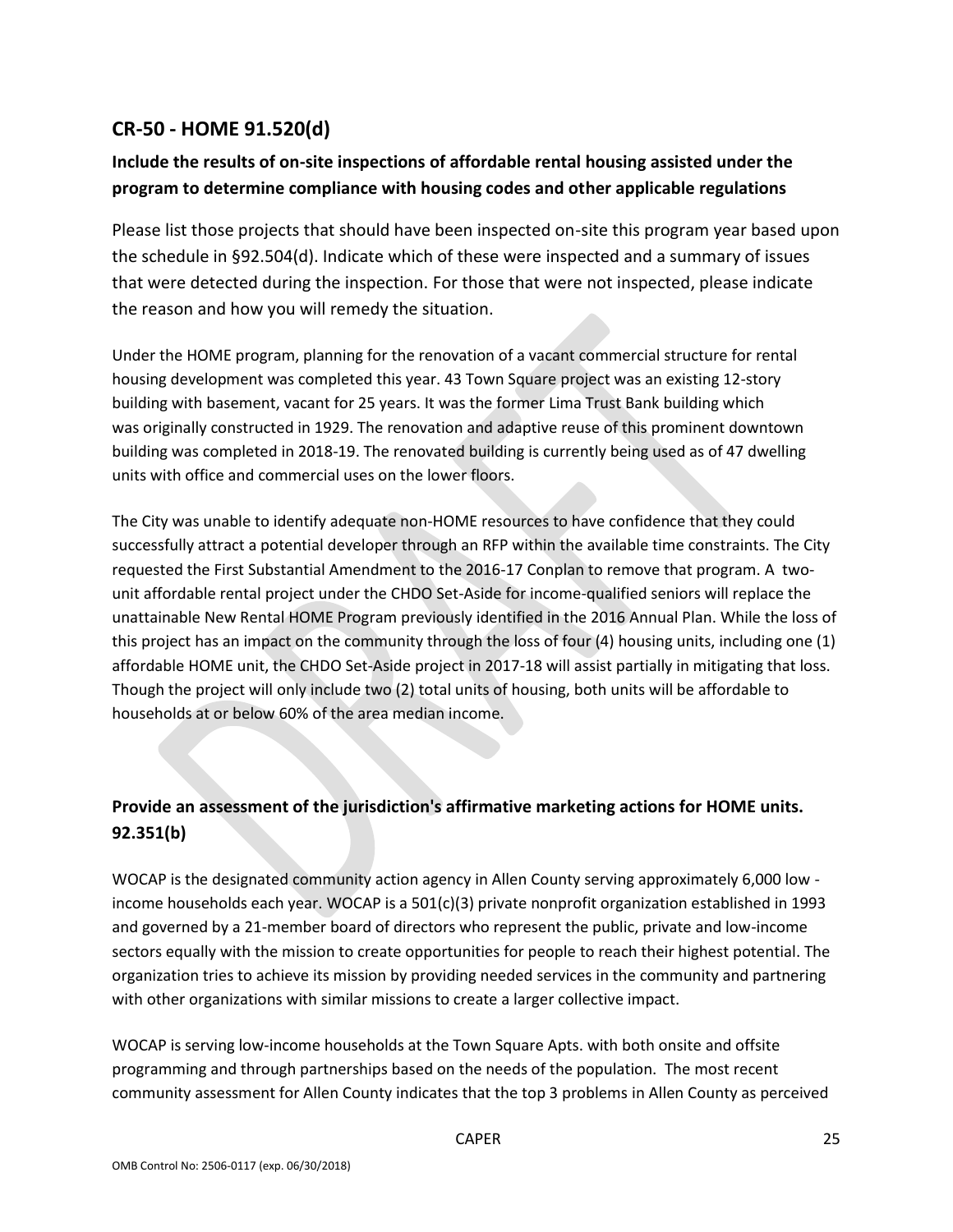## CR-50 - HOME 91.520(d)

### Include the results of on-site inspections of affordable rental housing assisted under the program to determine compliance with housing codes and other applicable regulations

Please list those projects that should have been inspected on-site this program year based upon the schedule in §92.504(d). Indicate which of these were inspected and a summary of issues that were detected during the inspection. For those that were not inspected, please indicate the reason and how you will remedy the situation.

Under the HOME program, planning for the renovation of a vacant commercial structure for rental housing development was completed this year. 43 Town Square project was an existing 12-story building with basement, vacant for 25 years. It was the former Lima Trust Bank building which was originally constructed in 1929. The renovation and adaptive reuse of this prominent downtown building was completed in 2018-19. The renovated building is currently being used as of 47 dwelling units with office and commercial uses on the lower floors.

The City was unable to identify adequate non-HOME resources to have confidence that they could successfully attract a potential developer through an RFP within the available time constraints. The City requested the First Substantial Amendment to the 2016-17 Conplan to remove that program. A two-unit affordable rental project under the CHDO Set-Aside for income-qualified seniors will replace the unattainable New Rental HOME Program previously identified in the 2016 Annual Plan. While the loss of this project has an impact on the community through the loss of four (4) housing units, including one (1) affordable HOME unit, the CHDO Set-Aside project in 2017-18 will assist partially in mitigating that loss. Though the project will only include two (2) total units of housing, both units will be affordable to households at or below 60% of the area median income.

### Provide an assessment of the jurisdiction's affirmative marketing actions for HOME units. 92.351(b)

WOCAP is the designated community action agency in Allen County serving approximately 6,000 low - income households each year. WOCAP is a 501(c)(3) private nonprofit organization established in 1993 and governed by a 21-member board of directors who represent the public, private and low-income sectors equally with the mission to create opportunities for people to reach their highest potential. The organization tries to achieve its mission by providing needed services in the community and partnering with other organizations with similar missions to create a larger collective impact.

WOCAP is serving low-income households at the Town Square Apts. with both onsite and offsite programming and through partnerships based on the needs of the population. The most recent community assessment for Allen County indicates that the top 3 problems in Allen County as perceived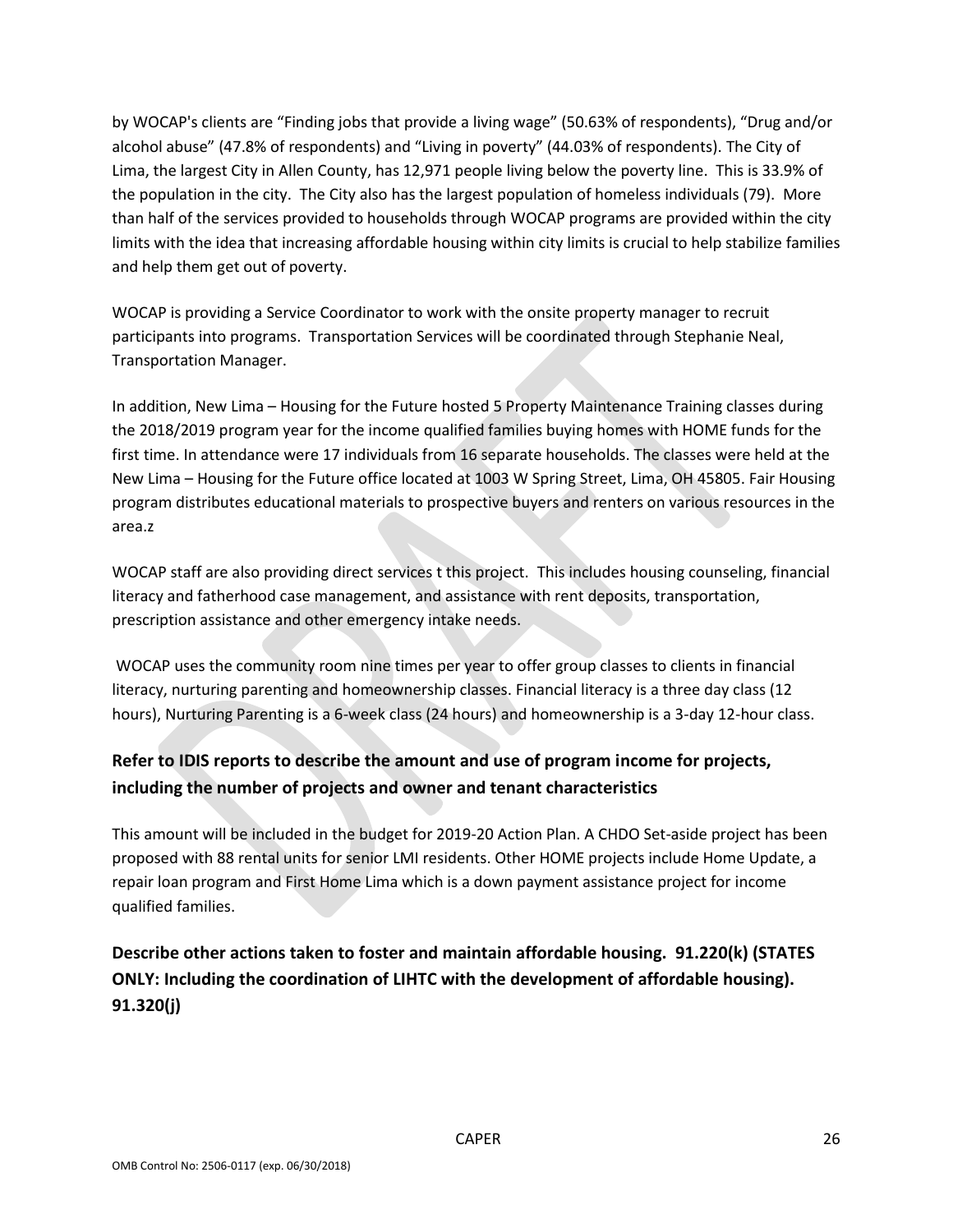by WOCAP's clients are "Finding jobs that provide a living wage" (50.63% of respondents), "Drug and/or alcohol abuse" (47.8% of respondents) and "Living in poverty" (44.03% of respondents). The City of Lima, the largest City in Allen County, has 12,971 people living below the poverty line. This is 33.9% of the population in the city. The City also has the largest population of homeless individuals (79). More than half of the services provided to households through WOCAP programs are provided within the city limits with the idea that increasing affordable housing within city limits is crucial to help stabilize families and help them get out of poverty.

WOCAP is providing a Service Coordinator to work with the onsite property manager to recruit participants into programs. Transportation Services will be coordinated through Stephanie Neal, Transportation Manager.

In addition, New Lima – Housing for the Future hosted 5 Property Maintenance Training classes during the 2018/2019 program year for the income qualified families buying homes with HOME funds for the first time. In attendance were 17 individuals from 16 separate households. The classes were held at the New Lima – Housing for the Future office located at 1003 W Spring Street, Lima, OH 45805. Fair Housing program distributes educational materials to prospective buyers and renters on various resources in the area.z

WOCAP staff are also providing direct services t this project. This includes housing counseling, financial literacy and fatherhood case management, and assistance with rent deposits, transportation, prescription assistance and other emergency intake needs.

WOCAP uses the community room nine times per year to offer group classes to clients in financial literacy, nurturing parenting and homeownership classes. Financial literacy is a three day class (12 hours), Nurturing Parenting is a 6-week class (24 hours) and homeownership is a 3-day 12-hour class.

## Refer to IDIS reports to describe the amount and use of program income for projects, including the number of projects and owner and tenant characteristics

This amount will be included in the budget for 2019-20 Action Plan. A CHDO Set-aside project has been proposed with 88 rental units for senior LMI residents. Other HOME projects include Home Update, a repair loan program and First Home Lima which is a down payment assistance project for income qualified families.

## Describe other actions taken to foster and maintain affordable housing. 91.220(k) (STATES ONLY: Including the coordination of LIHTC with the development of affordable housing). 91.320(j)